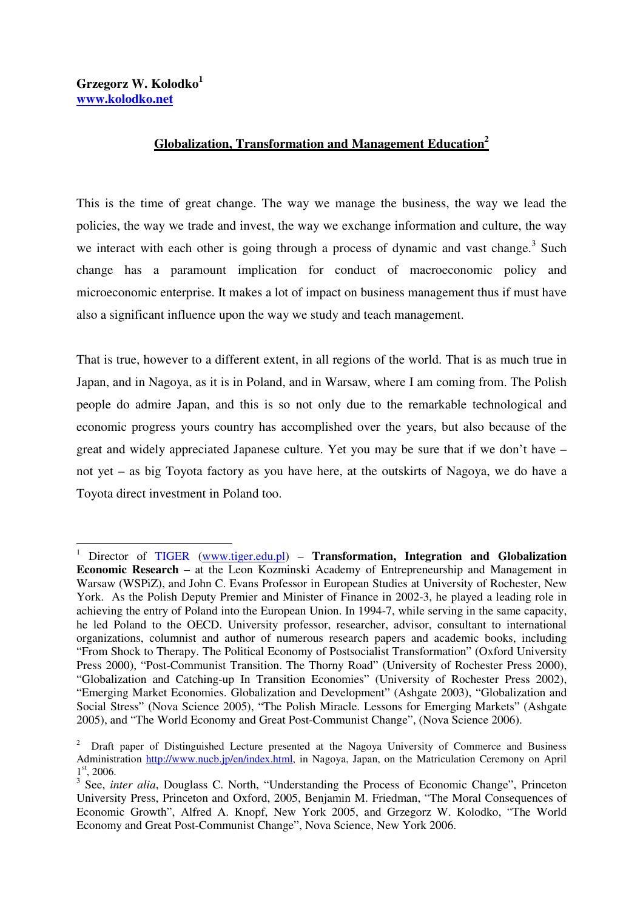**Grzegorz W. Kolodko**[1]
**www.kolodko.net**

## Globalization, Transformation and Management Education[2]

This is the time of great change. The way we manage the business, the way we lead the policies, the way we trade and invest, the way we exchange information and culture, the way we interact with each other is going through a process of dynamic and vast change.[3] Such change has a paramount implication for conduct of macroeconomic policy and microeconomic enterprise. It makes a lot of impact on business management thus if must have also a significant influence upon the way we study and teach management.

That is true, however to a different extent, in all regions of the world. That is as much true in Japan, and in Nagoya, as it is in Poland, and in Warsaw, where I am coming from. The Polish people do admire Japan, and this is so not only due to the remarkable technological and economic progress yours country has accomplished over the years, but also because of the great and widely appreciated Japanese culture. Yet you may be sure that if we don't have – not yet – as big Toyota factory as you have here, at the outskirts of Nagoya, we do have a Toyota direct investment in Poland too.

---

[1] Director of TIGER (www.tiger.edu.pl) – **Transformation, Integration and Globalization Economic Research** – at the Leon Kozminski Academy of Entrepreneurship and Management in Warsaw (WSPiZ), and John C. Evans Professor in European Studies at University of Rochester, New York. As the Polish Deputy Premier and Minister of Finance in 2002-3, he played a leading role in achieving the entry of Poland into the European Union. In 1994-7, while serving in the same capacity, he led Poland to the OECD. University professor, researcher, advisor, consultant to international organizations, columnist and author of numerous research papers and academic books, including "From Shock to Therapy. The Political Economy of Postsocialist Transformation" (Oxford University Press 2000), "Post-Communist Transition. The Thorny Road" (University of Rochester Press 2000), "Globalization and Catching-up In Transition Economies" (University of Rochester Press 2002), "Emerging Market Economies. Globalization and Development" (Ashgate 2003), "Globalization and Social Stress" (Nova Science 2005), "The Polish Miracle. Lessons for Emerging Markets" (Ashgate 2005), and "The World Economy and Great Post-Communist Change", (Nova Science 2006).

[2] Draft paper of Distinguished Lecture presented at the Nagoya University of Commerce and Business Administration http://www.nucb.jp/en/index.html, in Nagoya, Japan, on the Matriculation Ceremony on April 1st, 2006.

[3] See, *inter alia*, Douglass C. North, "Understanding the Process of Economic Change", Princeton University Press, Princeton and Oxford, 2005, Benjamin M. Friedman, "The Moral Consequences of Economic Growth", Alfred A. Knopf, New York 2005, and Grzegorz W. Kolodko, "The World Economy and Great Post-Communist Change", Nova Science, New York 2006.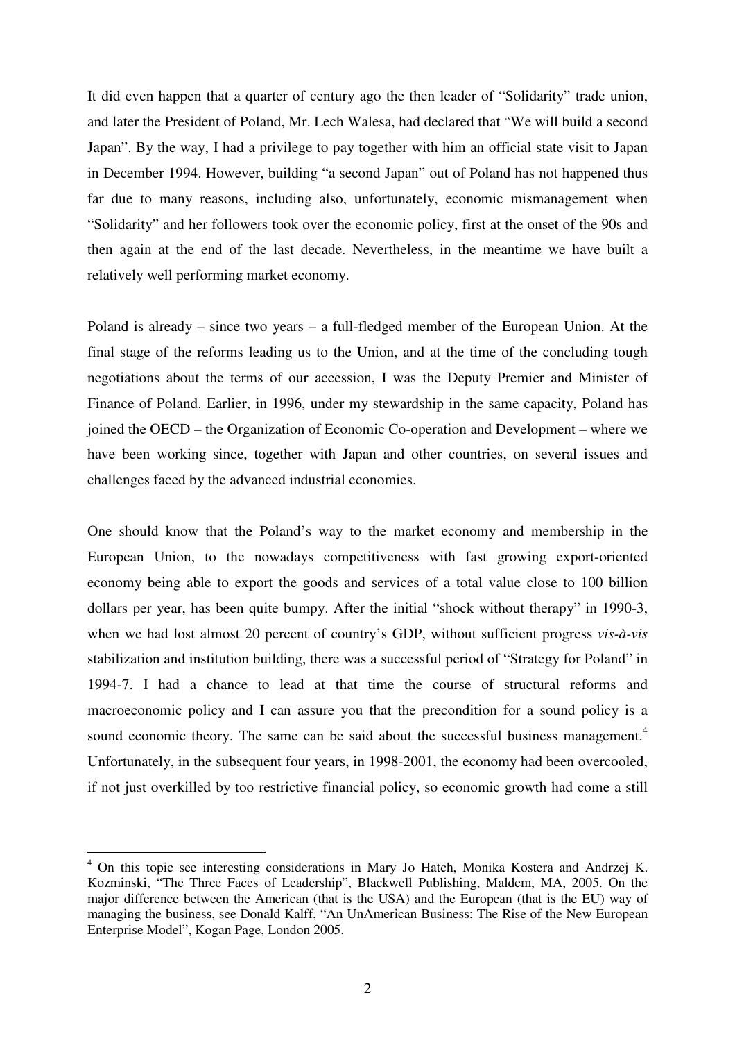It did even happen that a quarter of century ago the then leader of "Solidarity" trade union, and later the President of Poland, Mr. Lech Walesa, had declared that "We will build a second Japan". By the way, I had a privilege to pay together with him an official state visit to Japan in December 1994. However, building "a second Japan" out of Poland has not happened thus far due to many reasons, including also, unfortunately, economic mismanagement when "Solidarity" and her followers took over the economic policy, first at the onset of the 90s and then again at the end of the last decade. Nevertheless, in the meantime we have built a relatively well performing market economy.

Poland is already – since two years – a full-fledged member of the European Union. At the final stage of the reforms leading us to the Union, and at the time of the concluding tough negotiations about the terms of our accession, I was the Deputy Premier and Minister of Finance of Poland. Earlier, in 1996, under my stewardship in the same capacity, Poland has joined the OECD – the Organization of Economic Co-operation and Development – where we have been working since, together with Japan and other countries, on several issues and challenges faced by the advanced industrial economies.

One should know that the Poland's way to the market economy and membership in the European Union, to the nowadays competitiveness with fast growing export-oriented economy being able to export the goods and services of a total value close to 100 billion dollars per year, has been quite bumpy. After the initial "shock without therapy" in 1990-3, when we had lost almost 20 percent of country's GDP, without sufficient progress *vis-à-vis* stabilization and institution building, there was a successful period of "Strategy for Poland" in 1994-7. I had a chance to lead at that time the course of structural reforms and macroeconomic policy and I can assure you that the precondition for a sound policy is a sound economic theory. The same can be said about the successful business management.[4] Unfortunately, in the subsequent four years, in 1998-2001, the economy had been overcooled, if not just overkilled by too restrictive financial policy, so economic growth had come a still

---

[4] On this topic see interesting considerations in Mary Jo Hatch, Monika Kostera and Andrzej K. Kozminski, "The Three Faces of Leadership", Blackwell Publishing, Maldem, MA, 2005. On the major difference between the American (that is the USA) and the European (that is the EU) way of managing the business, see Donald Kalff, "An UnAmerican Business: The Rise of the New European Enterprise Model", Kogan Page, London 2005.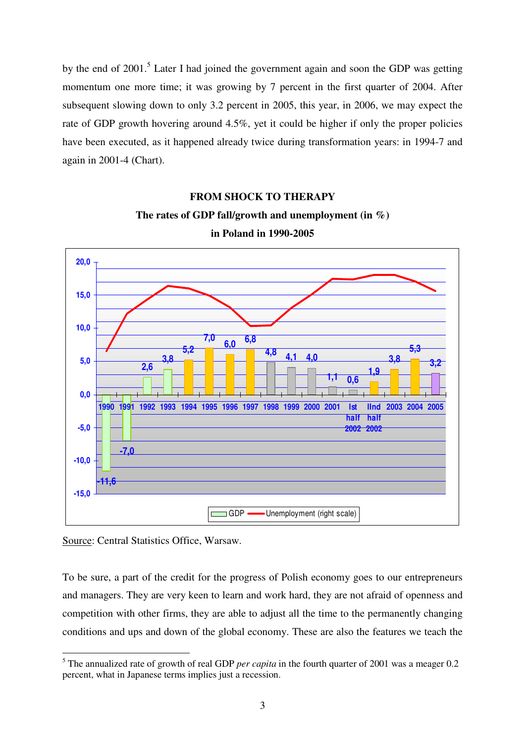by the end of 2001.[5] Later I had joined the government again and soon the GDP was getting momentum one more time; it was growing by 7 percent in the first quarter of 2004. After subsequent slowing down to only 3.2 percent in 2005, this year, in 2006, we may expect the rate of GDP growth hovering around 4.5%, yet it could be higher if only the proper policies have been executed, as it happened already twice during transformation years: in 1994-7 and again in 2001-4 (Chart).

**FROM SHOCK TO THERAPY**

**The rates of GDP fall/growth and unemployment (in %)**

**in Poland in 1990-2005**

| | 1990 | 1991 | 1992 | 1993 | 1994 | 1995 | 1996 | 1997 | 1998 | 1999 | 2000 | 2001 | Ist half 2002 | IInd half 2002 | 2003 | 2004 | 2005 |
|---|---|---|---|---|---|---|---|---|---|---|---|---|---|---|---|---|---|
| GDP | -11,6 | -7,0 | 2,6 | 3,8 | 5,2 | 7,0 | 6,0 | 6,8 | 4,8 | 4,1 | 4,0 | 1,1 | 0,6 | 1,9 | 3,8 | 5,3 | 3,2 |

GDP — Unemployment (right scale)

Source: Central Statistics Office, Warsaw.

To be sure, a part of the credit for the progress of Polish economy goes to our entrepreneurs and managers. They are very keen to learn and work hard, they are not afraid of openness and competition with other firms, they are able to adjust all the time to the permanently changing conditions and ups and down of the global economy. These are also the features we teach the

[5] The annualized rate of growth of real GDP *per capita* in the fourth quarter of 2001 was a meager 0.2 percent, what in Japanese terms implies just a recession.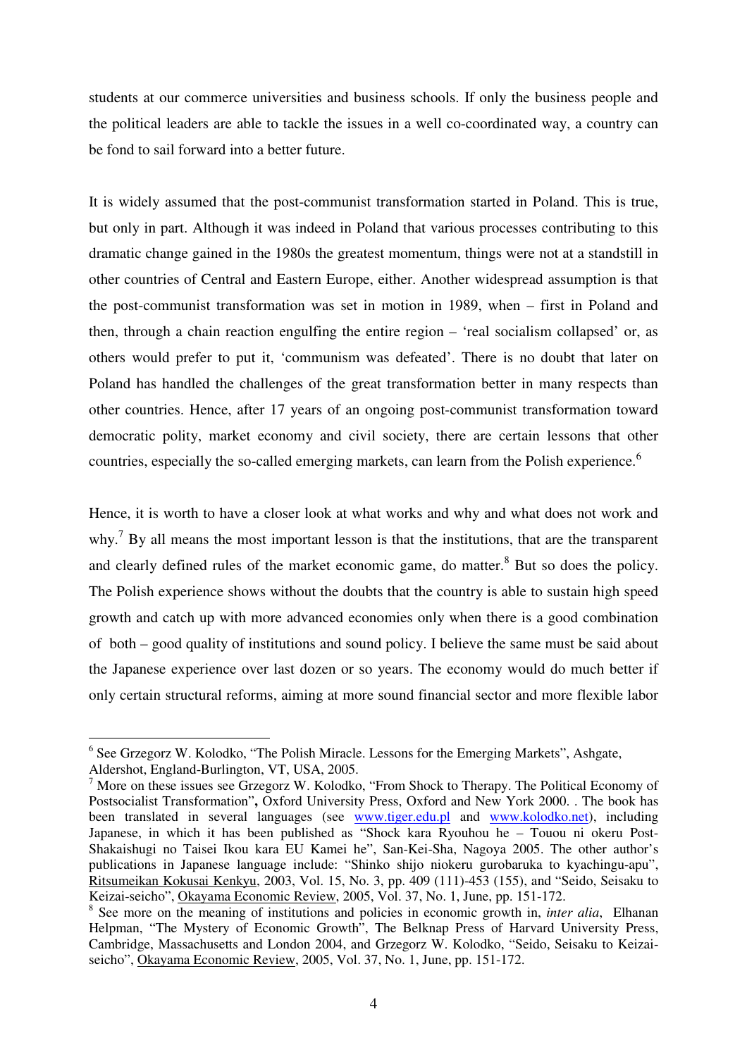students at our commerce universities and business schools. If only the business people and the political leaders are able to tackle the issues in a well co-coordinated way, a country can be fond to sail forward into a better future.

It is widely assumed that the post-communist transformation started in Poland. This is true, but only in part. Although it was indeed in Poland that various processes contributing to this dramatic change gained in the 1980s the greatest momentum, things were not at a standstill in other countries of Central and Eastern Europe, either. Another widespread assumption is that the post-communist transformation was set in motion in 1989, when – first in Poland and then, through a chain reaction engulfing the entire region – 'real socialism collapsed' or, as others would prefer to put it, 'communism was defeated'. There is no doubt that later on Poland has handled the challenges of the great transformation better in many respects than other countries. Hence, after 17 years of an ongoing post-communist transformation toward democratic polity, market economy and civil society, there are certain lessons that other countries, especially the so-called emerging markets, can learn from the Polish experience.[6]

Hence, it is worth to have a closer look at what works and why and what does not work and why.[7] By all means the most important lesson is that the institutions, that are the transparent and clearly defined rules of the market economic game, do matter.[8] But so does the policy. The Polish experience shows without the doubts that the country is able to sustain high speed growth and catch up with more advanced economies only when there is a good combination of both – good quality of institutions and sound policy. I believe the same must be said about the Japanese experience over last dozen or so years. The economy would do much better if only certain structural reforms, aiming at more sound financial sector and more flexible labor

---

[6] See Grzegorz W. Kolodko, "The Polish Miracle. Lessons for the Emerging Markets", Ashgate, Aldershot, England-Burlington, VT, USA, 2005.

[7] More on these issues see Grzegorz W. Kolodko, "From Shock to Therapy. The Political Economy of Postsocialist Transformation"**,** Oxford University Press, Oxford and New York 2000. . The book has been translated in several languages (see www.tiger.edu.pl and www.kolodko.net), including Japanese, in which it has been published as "Shock kara Ryouhou he – Touou ni okeru Post-Shakaishugi no Taisei Ikou kara EU Kamei he", San-Kei-Sha, Nagoya 2005. The other author's publications in Japanese language include: "Shinko shijo niokeru gurobaruka to kyachingu-apu", Ritsumeikan Kokusai Kenkyu, 2003, Vol. 15, No. 3, pp. 409 (111)-453 (155), and "Seido, Seisaku to Keizai-seicho", Okayama Economic Review, 2005, Vol. 37, No. 1, June, pp. 151-172.

[8] See more on the meaning of institutions and policies in economic growth in, *inter alia*, Elhanan Helpman, "The Mystery of Economic Growth", The Belknap Press of Harvard University Press, Cambridge, Massachusetts and London 2004, and Grzegorz W. Kolodko, "Seido, Seisaku to Keizai-seicho", Okayama Economic Review, 2005, Vol. 37, No. 1, June, pp. 151-172.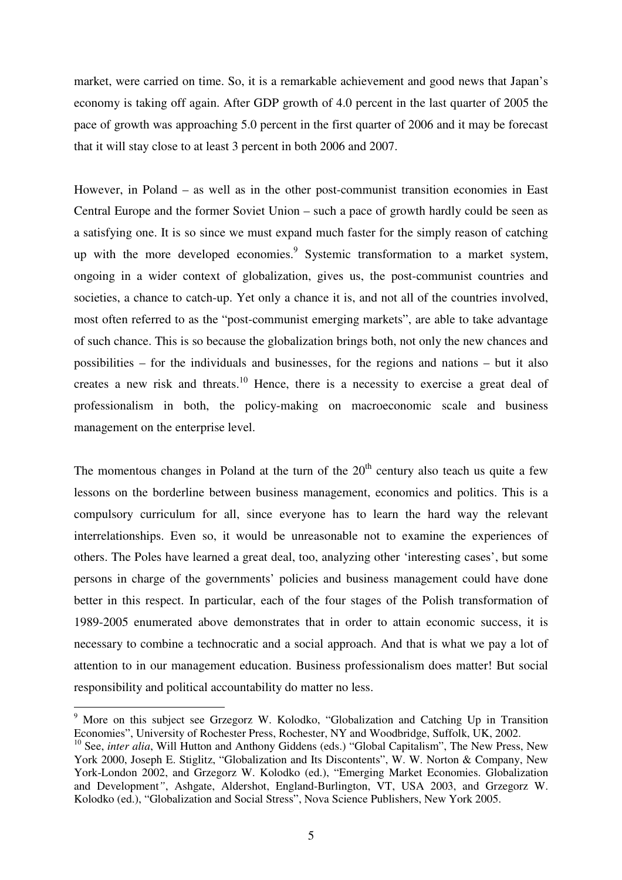market, were carried on time. So, it is a remarkable achievement and good news that Japan's economy is taking off again. After GDP growth of 4.0 percent in the last quarter of 2005 the pace of growth was approaching 5.0 percent in the first quarter of 2006 and it may be forecast that it will stay close to at least 3 percent in both 2006 and 2007.

However, in Poland – as well as in the other post-communist transition economies in East Central Europe and the former Soviet Union – such a pace of growth hardly could be seen as a satisfying one. It is so since we must expand much faster for the simply reason of catching up with the more developed economies.[9] Systemic transformation to a market system, ongoing in a wider context of globalization, gives us, the post-communist countries and societies, a chance to catch-up. Yet only a chance it is, and not all of the countries involved, most often referred to as the "post-communist emerging markets", are able to take advantage of such chance. This is so because the globalization brings both, not only the new chances and possibilities – for the individuals and businesses, for the regions and nations – but it also creates a new risk and threats.[10] Hence, there is a necessity to exercise a great deal of professionalism in both, the policy-making on macroeconomic scale and business management on the enterprise level.

The momentous changes in Poland at the turn of the 20th century also teach us quite a few lessons on the borderline between business management, economics and politics. This is a compulsory curriculum for all, since everyone has to learn the hard way the relevant interrelationships. Even so, it would be unreasonable not to examine the experiences of others. The Poles have learned a great deal, too, analyzing other 'interesting cases', but some persons in charge of the governments' policies and business management could have done better in this respect. In particular, each of the four stages of the Polish transformation of 1989-2005 enumerated above demonstrates that in order to attain economic success, it is necessary to combine a technocratic and a social approach. And that is what we pay a lot of attention to in our management education. Business professionalism does matter! But social responsibility and political accountability do matter no less.

---

[9] More on this subject see Grzegorz W. Kolodko, "Globalization and Catching Up in Transition Economies", University of Rochester Press, Rochester, NY and Woodbridge, Suffolk, UK, 2002.

[10] See, *inter alia*, Will Hutton and Anthony Giddens (eds.) "Global Capitalism", The New Press, New York 2000, Joseph E. Stiglitz, "Globalization and Its Discontents", W. W. Norton & Company, New York-London 2002, and Grzegorz W. Kolodko (ed.), "Emerging Market Economies. Globalization and Development", Ashgate, Aldershot, England-Burlington, VT, USA 2003, and Grzegorz W. Kolodko (ed.), "Globalization and Social Stress", Nova Science Publishers, New York 2005.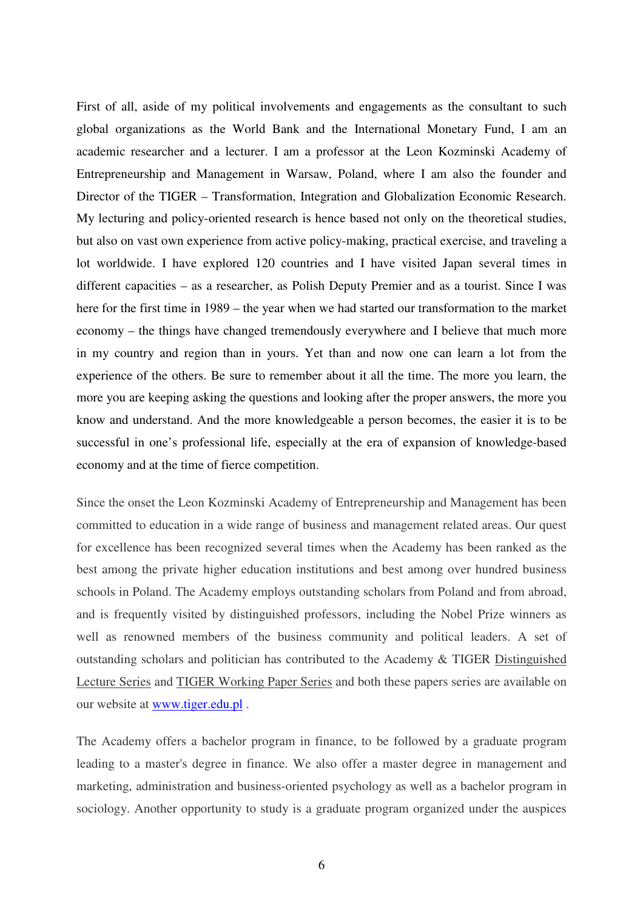First of all, aside of my political involvements and engagements as the consultant to such global organizations as the World Bank and the International Monetary Fund, I am an academic researcher and a lecturer. I am a professor at the Leon Kozminski Academy of Entrepreneurship and Management in Warsaw, Poland, where I am also the founder and Director of the TIGER – Transformation, Integration and Globalization Economic Research. My lecturing and policy-oriented research is hence based not only on the theoretical studies, but also on vast own experience from active policy-making, practical exercise, and traveling a lot worldwide. I have explored 120 countries and I have visited Japan several times in different capacities – as a researcher, as Polish Deputy Premier and as a tourist. Since I was here for the first time in 1989 – the year when we had started our transformation to the market economy – the things have changed tremendously everywhere and I believe that much more in my country and region than in yours. Yet than and now one can learn a lot from the experience of the others. Be sure to remember about it all the time. The more you learn, the more you are keeping asking the questions and looking after the proper answers, the more you know and understand. And the more knowledgeable a person becomes, the easier it is to be successful in one's professional life, especially at the era of expansion of knowledge-based economy and at the time of fierce competition.

Since the onset the Leon Kozminski Academy of Entrepreneurship and Management has been committed to education in a wide range of business and management related areas. Our quest for excellence has been recognized several times when the Academy has been ranked as the best among the private higher education institutions and best among over hundred business schools in Poland. The Academy employs outstanding scholars from Poland and from abroad, and is frequently visited by distinguished professors, including the Nobel Prize winners as well as renowned members of the business community and political leaders. A set of outstanding scholars and politician has contributed to the Academy & TIGER Distinguished Lecture Series and TIGER Working Paper Series and both these papers series are available on our website at [www.tiger.edu.pl](http://www.tiger.edu.pl) .

The Academy offers a bachelor program in finance, to be followed by a graduate program leading to a master's degree in finance. We also offer a master degree in management and marketing, administration and business-oriented psychology as well as a bachelor program in sociology. Another opportunity to study is a graduate program organized under the auspices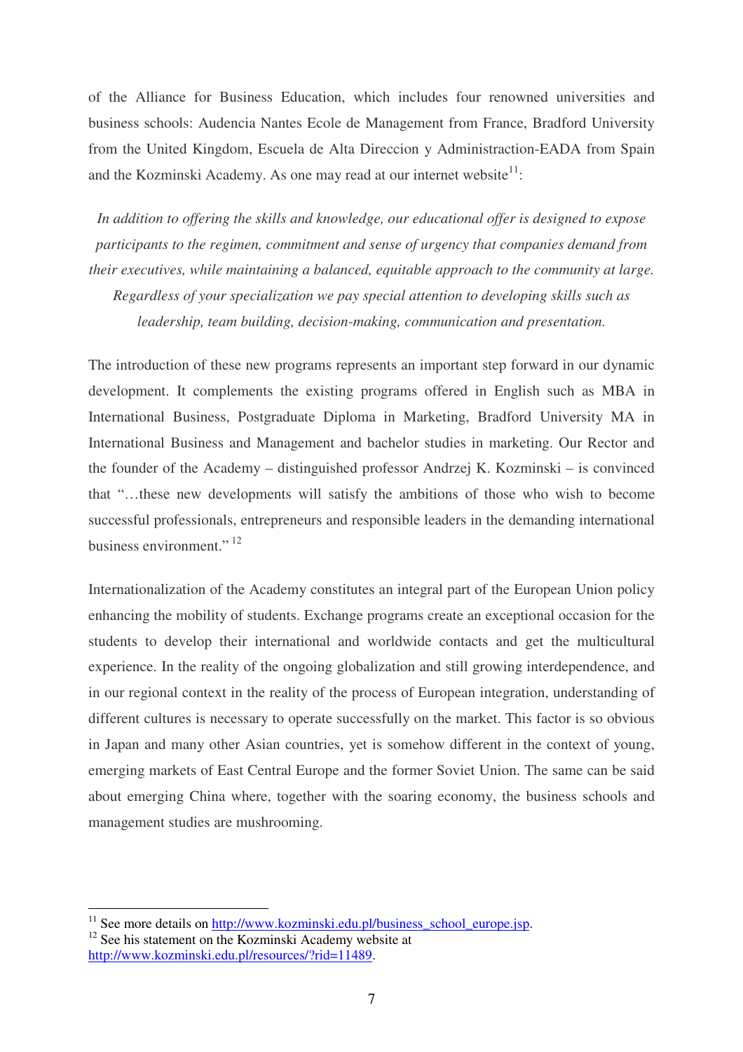of the Alliance for Business Education, which includes four renowned universities and business schools: Audencia Nantes Ecole de Management from France, Bradford University from the United Kingdom, Escuela de Alta Direccion y Administraction-EADA from Spain and the Kozminski Academy. As one may read at our internet website[11]:

> *In addition to offering the skills and knowledge, our educational offer is designed to expose participants to the regimen, commitment and sense of urgency that companies demand from their executives, while maintaining a balanced, equitable approach to the community at large. Regardless of your specialization we pay special attention to developing skills such as leadership, team building, decision-making, communication and presentation.*

The introduction of these new programs represents an important step forward in our dynamic development. It complements the existing programs offered in English such as MBA in International Business, Postgraduate Diploma in Marketing, Bradford University MA in International Business and Management and bachelor studies in marketing. Our Rector and the founder of the Academy – distinguished professor Andrzej K. Kozminski – is convinced that "…these new developments will satisfy the ambitions of those who wish to become successful professionals, entrepreneurs and responsible leaders in the demanding international business environment." [12]

Internationalization of the Academy constitutes an integral part of the European Union policy enhancing the mobility of students. Exchange programs create an exceptional occasion for the students to develop their international and worldwide contacts and get the multicultural experience. In the reality of the ongoing globalization and still growing interdependence, and in our regional context in the reality of the process of European integration, understanding of different cultures is necessary to operate successfully on the market. This factor is so obvious in Japan and many other Asian countries, yet is somehow different in the context of young, emerging markets of East Central Europe and the former Soviet Union. The same can be said about emerging China where, together with the soaring economy, the business schools and management studies are mushrooming.

---

[11] See more details on http://www.kozminski.edu.pl/business_school_europe.jsp.

[12] See his statement on the Kozminski Academy website at http://www.kozminski.edu.pl/resources/?rid=11489.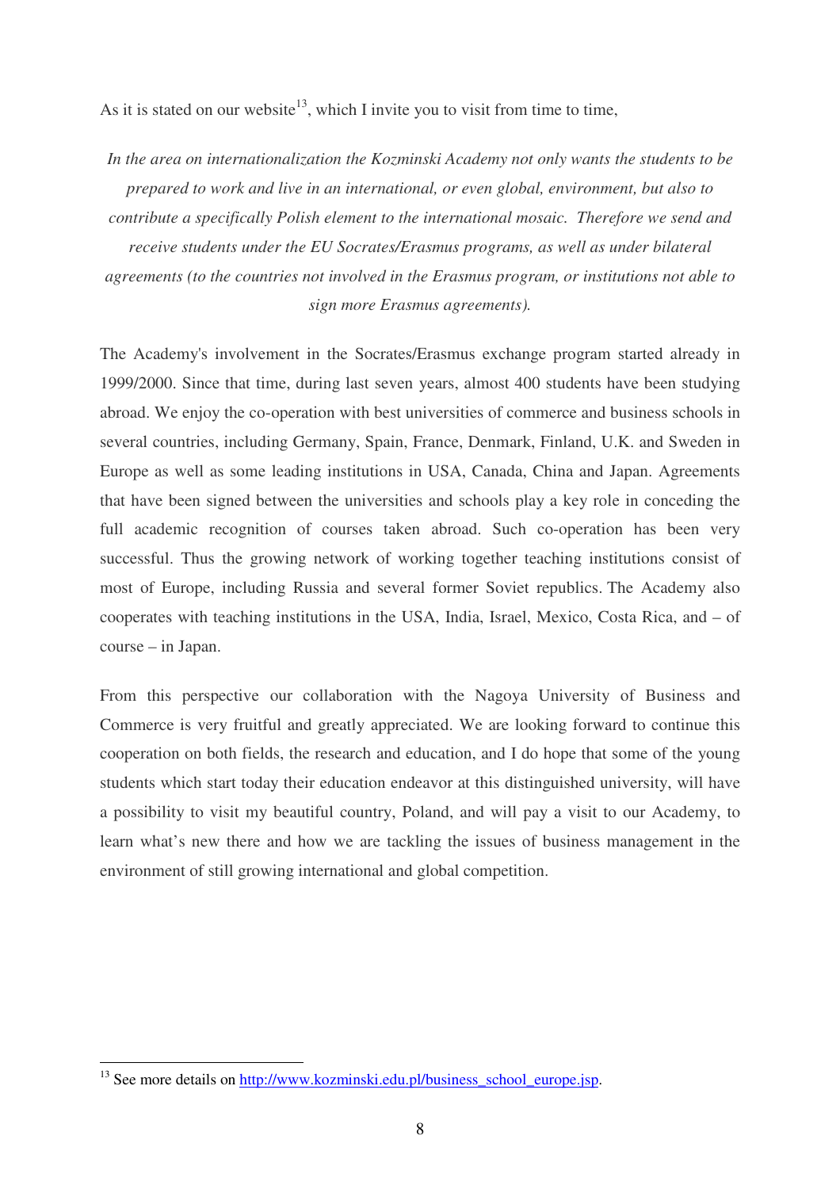As it is stated on our website[13], which I invite you to visit from time to time,

*In the area on internationalization the Kozminski Academy not only wants the students to be prepared to work and live in an international, or even global, environment, but also to contribute a specifically Polish element to the international mosaic. Therefore we send and receive students under the EU Socrates/Erasmus programs, as well as under bilateral agreements (to the countries not involved in the Erasmus program, or institutions not able to sign more Erasmus agreements).*

The Academy's involvement in the Socrates/Erasmus exchange program started already in 1999/2000. Since that time, during last seven years, almost 400 students have been studying abroad. We enjoy the co-operation with best universities of commerce and business schools in several countries, including Germany, Spain, France, Denmark, Finland, U.K. and Sweden in Europe as well as some leading institutions in USA, Canada, China and Japan. Agreements that have been signed between the universities and schools play a key role in conceding the full academic recognition of courses taken abroad. Such co-operation has been very successful. Thus the growing network of working together teaching institutions consist of most of Europe, including Russia and several former Soviet republics. The Academy also cooperates with teaching institutions in the USA, India, Israel, Mexico, Costa Rica, and – of course – in Japan.

From this perspective our collaboration with the Nagoya University of Business and Commerce is very fruitful and greatly appreciated. We are looking forward to continue this cooperation on both fields, the research and education, and I do hope that some of the young students which start today their education endeavor at this distinguished university, will have a possibility to visit my beautiful country, Poland, and will pay a visit to our Academy, to learn what's new there and how we are tackling the issues of business management in the environment of still growing international and global competition.

---

[13] See more details on http://www.kozminski.edu.pl/business_school_europe.jsp.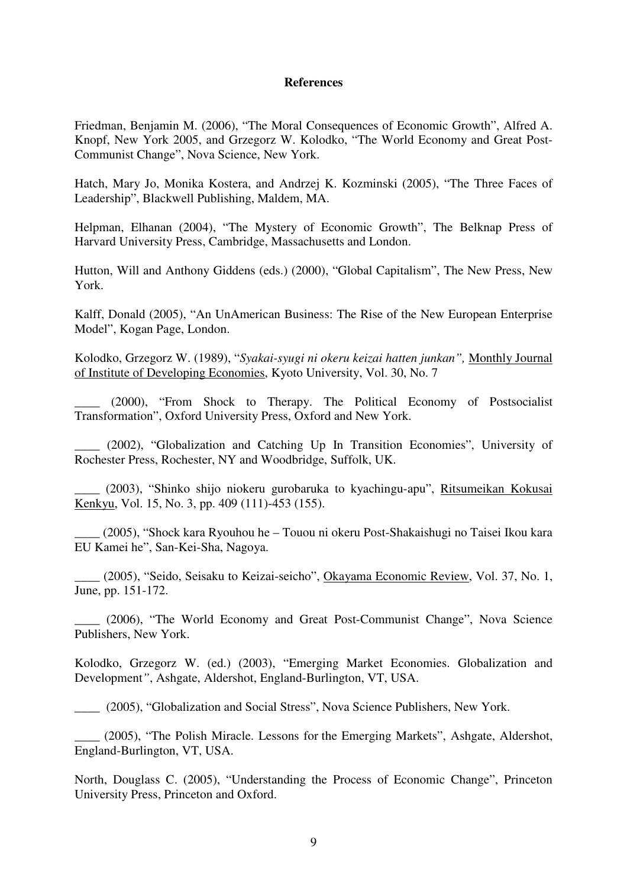## References

Friedman, Benjamin M. (2006), "The Moral Consequences of Economic Growth", Alfred A. Knopf, New York 2005, and Grzegorz W. Kolodko, "The World Economy and Great Post-Communist Change", Nova Science, New York.

Hatch, Mary Jo, Monika Kostera, and Andrzej K. Kozminski (2005), "The Three Faces of Leadership", Blackwell Publishing, Maldem, MA.

Helpman, Elhanan (2004), "The Mystery of Economic Growth", The Belknap Press of Harvard University Press, Cambridge, Massachusetts and London.

Hutton, Will and Anthony Giddens (eds.) (2000), "Global Capitalism", The New Press, New York.

Kalff, Donald (2005), "An UnAmerican Business: The Rise of the New European Enterprise Model", Kogan Page, London.

Kolodko, Grzegorz W. (1989), "*Syakai-syugi ni okeru keizai hatten junkan",* <u>Monthly Journal of Institute of Developing Economies</u>, Kyoto University, Vol. 30, No. 7

____ (2000), "From Shock to Therapy. The Political Economy of Postsocialist Transformation", Oxford University Press, Oxford and New York.

____ (2002), "Globalization and Catching Up In Transition Economies", University of Rochester Press, Rochester, NY and Woodbridge, Suffolk, UK.

____ (2003), "Shinko shijo niokeru gurobaruka to kyachingu-apu", <u>Ritsumeikan Kokusai Kenkyu</u>, Vol. 15, No. 3, pp. 409 (111)-453 (155).

____ (2005), "Shock kara Ryouhou he – Touou ni okeru Post-Shakaishugi no Taisei Ikou kara EU Kamei he", San-Kei-Sha, Nagoya.

____ (2005), "Seido, Seisaku to Keizai-seicho", <u>Okayama Economic Review</u>, Vol. 37, No. 1, June, pp. 151-172.

____ (2006), "The World Economy and Great Post-Communist Change", Nova Science Publishers, New York.

Kolodko, Grzegorz W. (ed.) (2003), "Emerging Market Economies. Globalization and Development*"*, Ashgate, Aldershot, England-Burlington, VT, USA.

____ (2005), "Globalization and Social Stress", Nova Science Publishers, New York.

____ (2005), "The Polish Miracle. Lessons for the Emerging Markets", Ashgate, Aldershot, England-Burlington, VT, USA.

North, Douglass C. (2005), "Understanding the Process of Economic Change", Princeton University Press, Princeton and Oxford.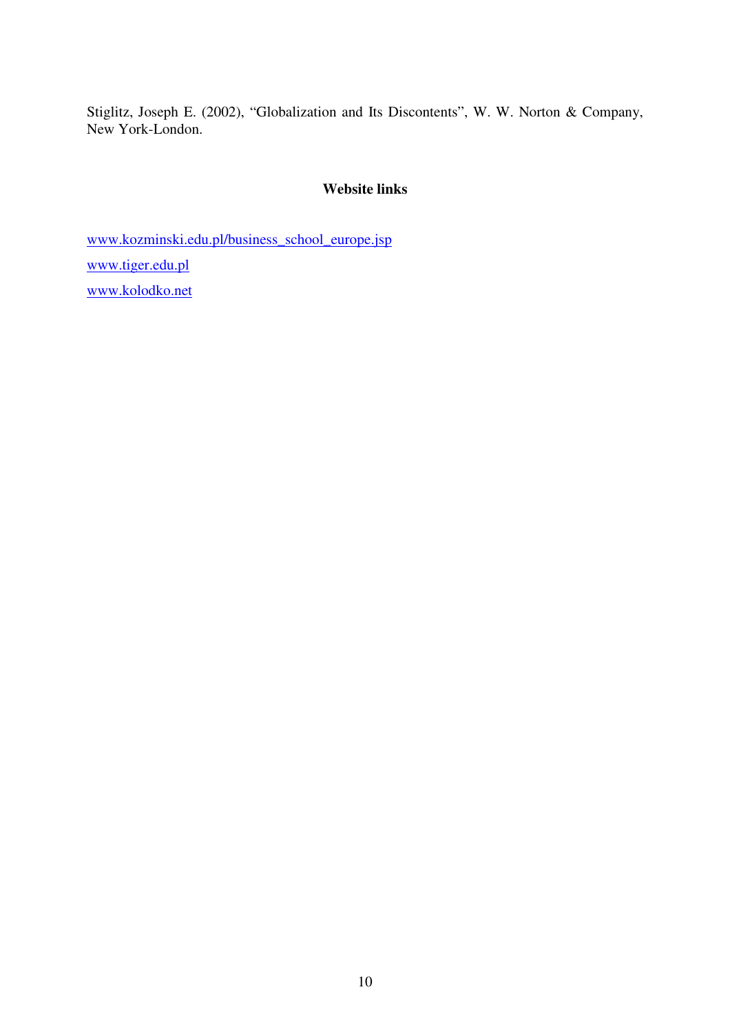Stiglitz, Joseph E. (2002), “Globalization and Its Discontents”, W. W. Norton & Company, New York-London.

## Website links

www.kozminski.edu.pl/business_school_europe.jsp

www.tiger.edu.pl

www.kolodko.net